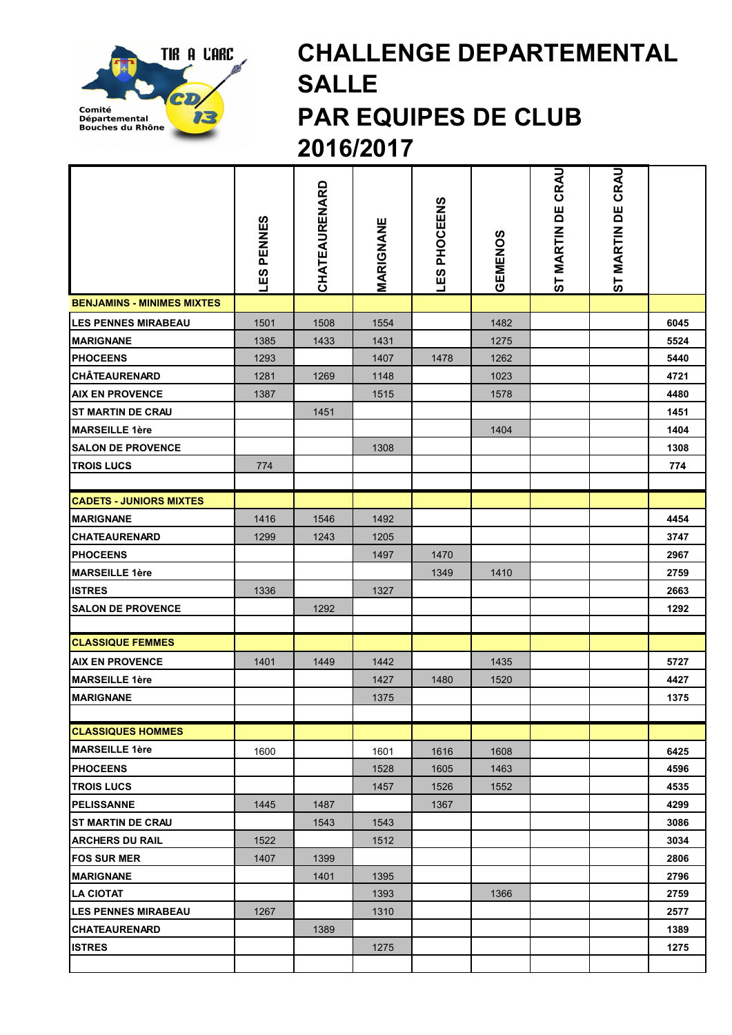# CHALLENGE DEPARTEMENTAL SALLE PAR EQUIPES DE CLUB 2016/2017

Comité Départemental Bouches du Rhône

|  | LES PENNES | CHATEAURENARD | MARIGNANE | LES PHOCEENS | GEMENOS | ST MARTIN DE CRAU | ST MARTIN DE CRAU |  |
|---|---|---|---|---|---|---|---|---|
| **BENJAMINS - MINIMES MIXTES** |  |  |  |  |  |  |  |  |
| **LES PENNES MIRABEAU** | 1501 | 1508 | 1554 |  | 1482 |  |  | **6045** |
| **MARIGNANE** | 1385 | 1433 | 1431 |  | 1275 |  |  | **5524** |
| **PHOCEENS** | 1293 |  | 1407 | 1478 | 1262 |  |  | **5440** |
| **CHÂTEAURENARD** | 1281 | 1269 | 1148 |  | 1023 |  |  | **4721** |
| **AIX EN PROVENCE** | 1387 |  | 1515 |  | 1578 |  |  | **4480** |
| **ST MARTIN DE CRAU** |  | 1451 |  |  |  |  |  | **1451** |
| **MARSEILLE 1ère** |  |  |  |  | 1404 |  |  | **1404** |
| **SALON DE PROVENCE** |  |  | 1308 |  |  |  |  | **1308** |
| **TROIS LUCS** | 774 |  |  |  |  |  |  | **774** |
|  |  |  |  |  |  |  |  |  |
| **CADETS - JUNIORS MIXTES** |  |  |  |  |  |  |  |  |
| **MARIGNANE** | 1416 | 1546 | 1492 |  |  |  |  | **4454** |
| **CHATEAURENARD** | 1299 | 1243 | 1205 |  |  |  |  | **3747** |
| **PHOCEENS** |  |  | 1497 | 1470 |  |  |  | **2967** |
| **MARSEILLE 1ère** |  |  |  | 1349 | 1410 |  |  | **2759** |
| **ISTRES** | 1336 |  | 1327 |  |  |  |  | **2663** |
| **SALON DE PROVENCE** |  | 1292 |  |  |  |  |  | **1292** |
|  |  |  |  |  |  |  |  |  |
| **CLASSIQUE FEMMES** |  |  |  |  |  |  |  |  |
| **AIX EN PROVENCE** | 1401 | 1449 | 1442 |  | 1435 |  |  | **5727** |
| **MARSEILLE 1ère** |  |  | 1427 | 1480 | 1520 |  |  | **4427** |
| **MARIGNANE** |  |  | 1375 |  |  |  |  | **1375** |
|  |  |  |  |  |  |  |  |  |
| **CLASSIQUES HOMMES** |  |  |  |  |  |  |  |  |
| **MARSEILLE 1ère** | 1600 |  | 1601 | 1616 | 1608 |  |  | **6425** |
| **PHOCEENS** |  |  | 1528 | 1605 | 1463 |  |  | **4596** |
| **TROIS LUCS** |  |  | 1457 | 1526 | 1552 |  |  | **4535** |
| **PELISSANNE** | 1445 | 1487 |  | 1367 |  |  |  | **4299** |
| **ST MARTIN DE CRAU** |  | 1543 | 1543 |  |  |  |  | **3086** |
| **ARCHERS DU RAIL** | 1522 |  | 1512 |  |  |  |  | **3034** |
| **FOS SUR MER** | 1407 | 1399 |  |  |  |  |  | **2806** |
| **MARIGNANE** |  | 1401 | 1395 |  |  |  |  | **2796** |
| **LA CIOTAT** |  |  | 1393 |  | 1366 |  |  | **2759** |
| **LES PENNES MIRABEAU** | 1267 |  | 1310 |  |  |  |  | **2577** |
| **CHATEAURENARD** |  | 1389 |  |  |  |  |  | **1389** |
| **ISTRES** |  |  | 1275 |  |  |  |  | **1275** |
|  |  |  |  |  |  |  |  |  |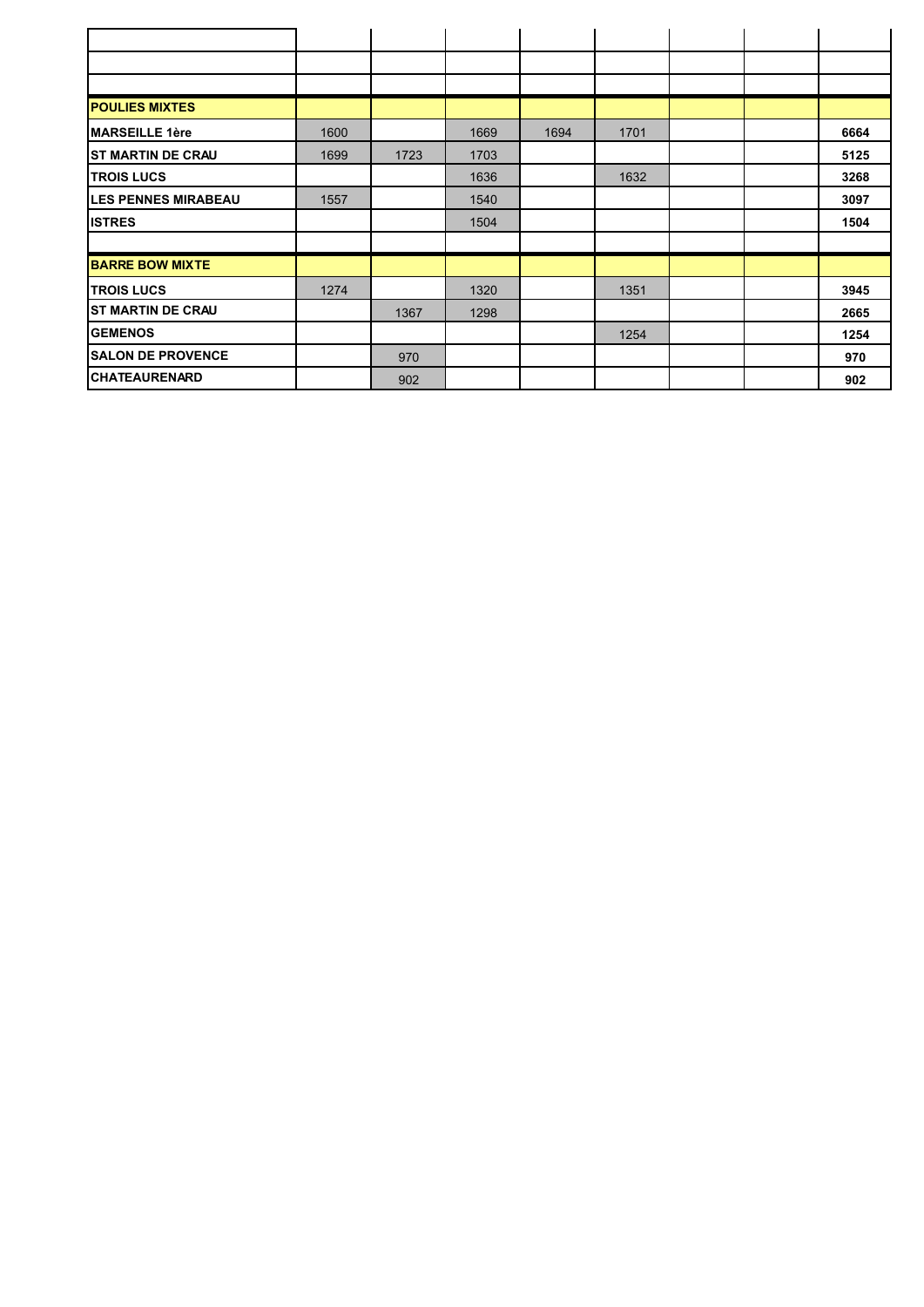| | | | | | | | | |
|---|---|---|---|---|---|---|---|---|
| | | | | | | | | |
| | | | | | | | | |
| | | | | | | | | |
| **POULIES MIXTES** | | | | | | | | |
| **MARSEILLE 1ère** | 1600 | | 1669 | 1694 | 1701 | | | **6664** |
| **ST MARTIN DE CRAU** | 1699 | 1723 | 1703 | | | | | **5125** |
| **TROIS LUCS** | | | 1636 | | 1632 | | | **3268** |
| **LES PENNES MIRABEAU** | 1557 | | 1540 | | | | | **3097** |
| **ISTRES** | | | 1504 | | | | | **1504** |
| | | | | | | | | |
| **BARRE BOW MIXTE** | | | | | | | | |
| **TROIS LUCS** | 1274 | | 1320 | | 1351 | | | **3945** |
| **ST MARTIN DE CRAU** | | 1367 | 1298 | | | | | **2665** |
| **GEMENOS** | | | | | 1254 | | | **1254** |
| **SALON DE PROVENCE** | | 970 | | | | | | **970** |
| **CHATEAURENARD** | | 902 | | | | | | **902** |